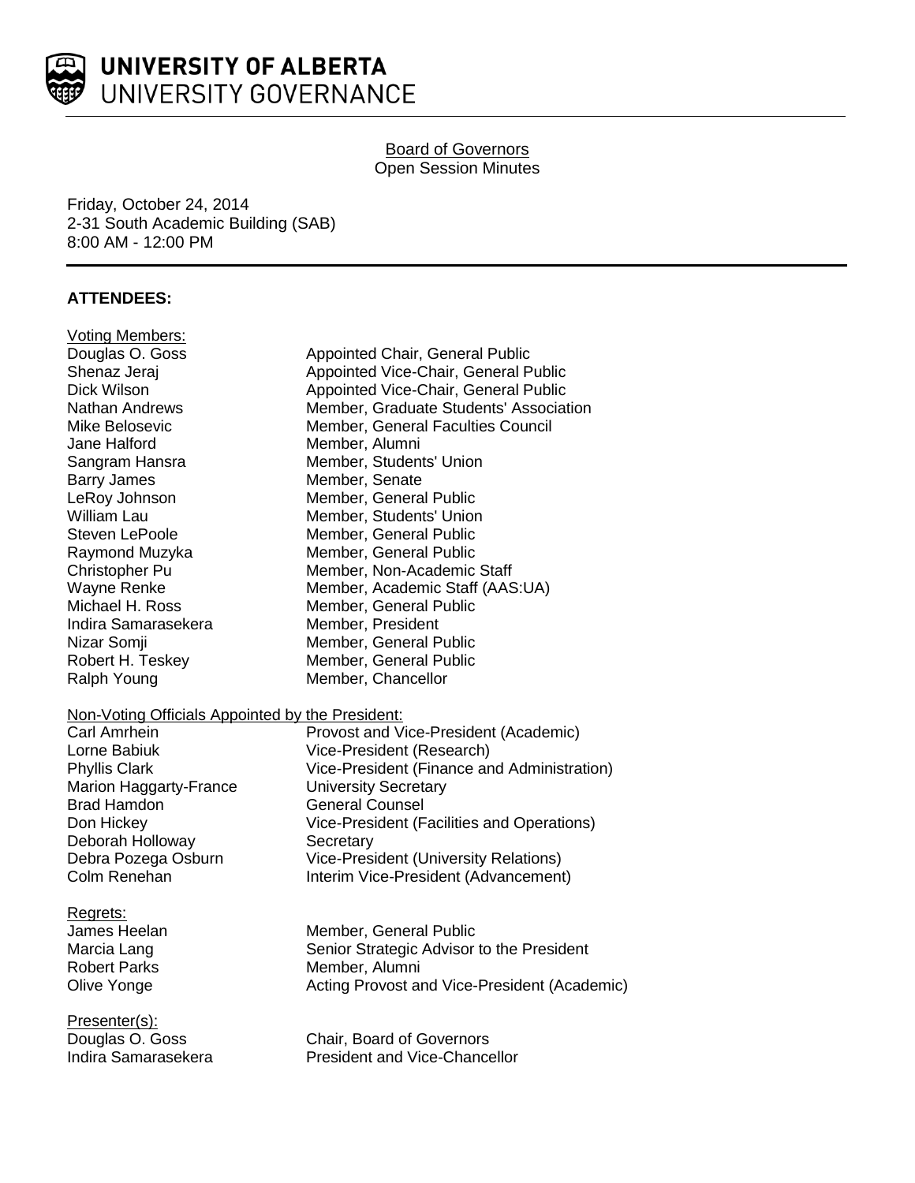# UNIVERSITY OF ALBERTA
## UNIVERSITY GOVERNANCE

Board of Governors
Open Session Minutes

Friday, October 24, 2014
2-31 South Academic Building (SAB)
8:00 AM - 12:00 PM

**ATTENDEES:**

Voting Members:

| | |
|---|---|
| Douglas O. Goss | Appointed Chair, General Public |
| Shenaz Jeraj | Appointed Vice-Chair, General Public |
| Dick Wilson | Appointed Vice-Chair, General Public |
| Nathan Andrews | Member, Graduate Students' Association |
| Mike Belosevic | Member, General Faculties Council |
| Jane Halford | Member, Alumni |
| Sangram Hansra | Member, Students' Union |
| Barry James | Member, Senate |
| LeRoy Johnson | Member, General Public |
| William Lau | Member, Students' Union |
| Steven LePoole | Member, General Public |
| Raymond Muzyka | Member, General Public |
| Christopher Pu | Member, Non-Academic Staff |
| Wayne Renke | Member, Academic Staff (AAS:UA) |
| Michael H. Ross | Member, General Public |
| Indira Samarasekera | Member, President |
| Nizar Somji | Member, General Public |
| Robert H. Teskey | Member, General Public |
| Ralph Young | Member, Chancellor |

Non-Voting Officials Appointed by the President:

| | |
|---|---|
| Carl Amrhein | Provost and Vice-President (Academic) |
| Lorne Babiuk | Vice-President (Research) |
| Phyllis Clark | Vice-President (Finance and Administration) |
| Marion Haggarty-France | University Secretary |
| Brad Hamdon | General Counsel |
| Don Hickey | Vice-President (Facilities and Operations) |
| Deborah Holloway | Secretary |
| Debra Pozega Osburn | Vice-President (University Relations) |
| Colm Renehan | Interim Vice-President (Advancement) |

Regrets:

| | |
|---|---|
| James Heelan | Member, General Public |
| Marcia Lang | Senior Strategic Advisor to the President |
| Robert Parks | Member, Alumni |
| Olive Yonge | Acting Provost and Vice-President (Academic) |

Presenter(s):

| | |
|---|---|
| Douglas O. Goss | Chair, Board of Governors |
| Indira Samarasekera | President and Vice-Chancellor |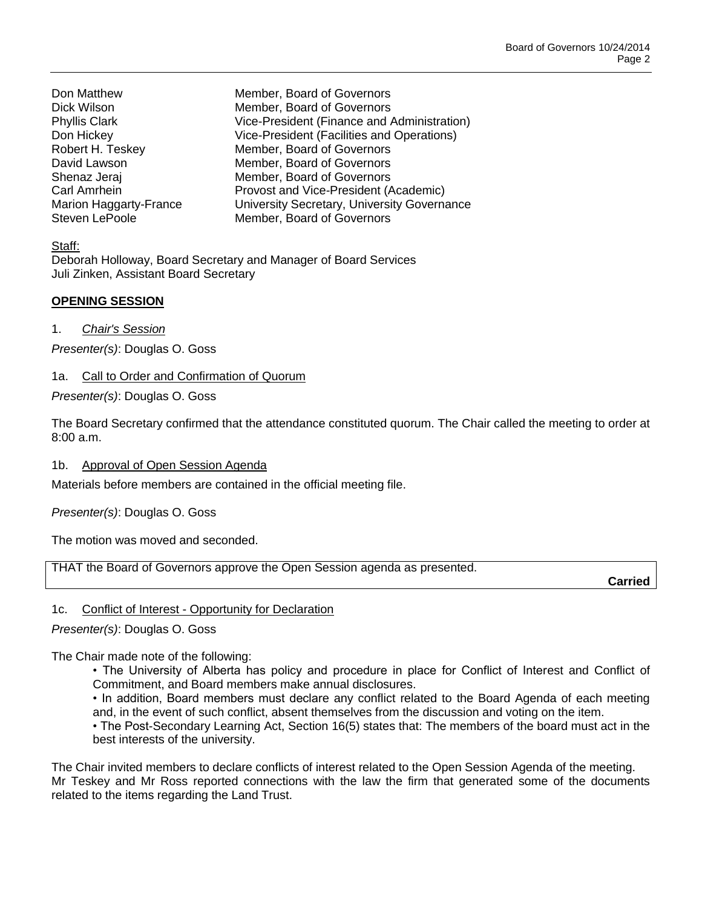| | |
|---|---|
| Don Matthew | Member, Board of Governors |
| Dick Wilson | Member, Board of Governors |
| Phyllis Clark | Vice-President (Finance and Administration) |
| Don Hickey | Vice-President (Facilities and Operations) |
| Robert H. Teskey | Member, Board of Governors |
| David Lawson | Member, Board of Governors |
| Shenaz Jeraj | Member, Board of Governors |
| Carl Amrhein | Provost and Vice-President (Academic) |
| Marion Haggarty-France | University Secretary, University Governance |
| Steven LePoole | Member, Board of Governors |

Staff:
Deborah Holloway, Board Secretary and Manager of Board Services
Juli Zinken, Assistant Board Secretary

## OPENING SESSION

1. *Chair's Session*

*Presenter(s)*: Douglas O. Goss

1a. Call to Order and Confirmation of Quorum

*Presenter(s)*: Douglas O. Goss

The Board Secretary confirmed that the attendance constituted quorum. The Chair called the meeting to order at 8:00 a.m.

1b. Approval of Open Session Agenda

Materials before members are contained in the official meeting file.

*Presenter(s)*: Douglas O. Goss

The motion was moved and seconded.

THAT the Board of Governors approve the Open Session agenda as presented.

**Carried**

1c. Conflict of Interest - Opportunity for Declaration

*Presenter(s)*: Douglas O. Goss

The Chair made note of the following:

- The University of Alberta has policy and procedure in place for Conflict of Interest and Conflict of Commitment, and Board members make annual disclosures.
- In addition, Board members must declare any conflict related to the Board Agenda of each meeting and, in the event of such conflict, absent themselves from the discussion and voting on the item.
- The Post-Secondary Learning Act, Section 16(5) states that: The members of the board must act in the best interests of the university.

The Chair invited members to declare conflicts of interest related to the Open Session Agenda of the meeting. Mr Teskey and Mr Ross reported connections with the law the firm that generated some of the documents related to the items regarding the Land Trust.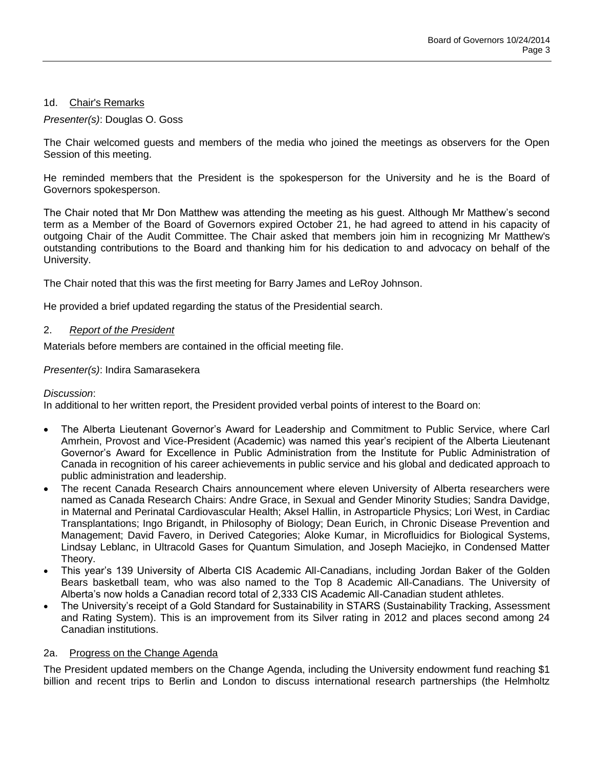### 1d. Chair's Remarks

*Presenter(s)*: Douglas O. Goss

The Chair welcomed guests and members of the media who joined the meetings as observers for the Open Session of this meeting.

He reminded members that the President is the spokesperson for the University and he is the Board of Governors spokesperson.

The Chair noted that Mr Don Matthew was attending the meeting as his guest. Although Mr Matthew's second term as a Member of the Board of Governors expired October 21, he had agreed to attend in his capacity of outgoing Chair of the Audit Committee. The Chair asked that members join him in recognizing Mr Matthew's outstanding contributions to the Board and thanking him for his dedication to and advocacy on behalf of the University.

The Chair noted that this was the first meeting for Barry James and LeRoy Johnson.

He provided a brief updated regarding the status of the Presidential search.

## 2. *Report of the President*

Materials before members are contained in the official meeting file.

*Presenter(s)*: Indira Samarasekera

*Discussion*:
In additional to her written report, the President provided verbal points of interest to the Board on:

- The Alberta Lieutenant Governor's Award for Leadership and Commitment to Public Service, where Carl Amrhein, Provost and Vice-President (Academic) was named this year's recipient of the Alberta Lieutenant Governor's Award for Excellence in Public Administration from the Institute for Public Administration of Canada in recognition of his career achievements in public service and his global and dedicated approach to public administration and leadership.
- The recent Canada Research Chairs announcement where eleven University of Alberta researchers were named as Canada Research Chairs: Andre Grace, in Sexual and Gender Minority Studies; Sandra Davidge, in Maternal and Perinatal Cardiovascular Health; Aksel Hallin, in Astroparticle Physics; Lori West, in Cardiac Transplantations; Ingo Brigandt, in Philosophy of Biology; Dean Eurich, in Chronic Disease Prevention and Management; David Favero, in Derived Categories; Aloke Kumar, in Microfluidics for Biological Systems, Lindsay Leblanc, in Ultracold Gases for Quantum Simulation, and Joseph Maciejko, in Condensed Matter Theory.
- This year's 139 University of Alberta CIS Academic All-Canadians, including Jordan Baker of the Golden Bears basketball team, who was also named to the Top 8 Academic All-Canadians. The University of Alberta's now holds a Canadian record total of 2,333 CIS Academic All-Canadian student athletes.
- The University's receipt of a Gold Standard for Sustainability in STARS (Sustainability Tracking, Assessment and Rating System). This is an improvement from its Silver rating in 2012 and places second among 24 Canadian institutions.

### 2a. Progress on the Change Agenda

The President updated members on the Change Agenda, including the University endowment fund reaching $1 billion and recent trips to Berlin and London to discuss international research partnerships (the Helmholtz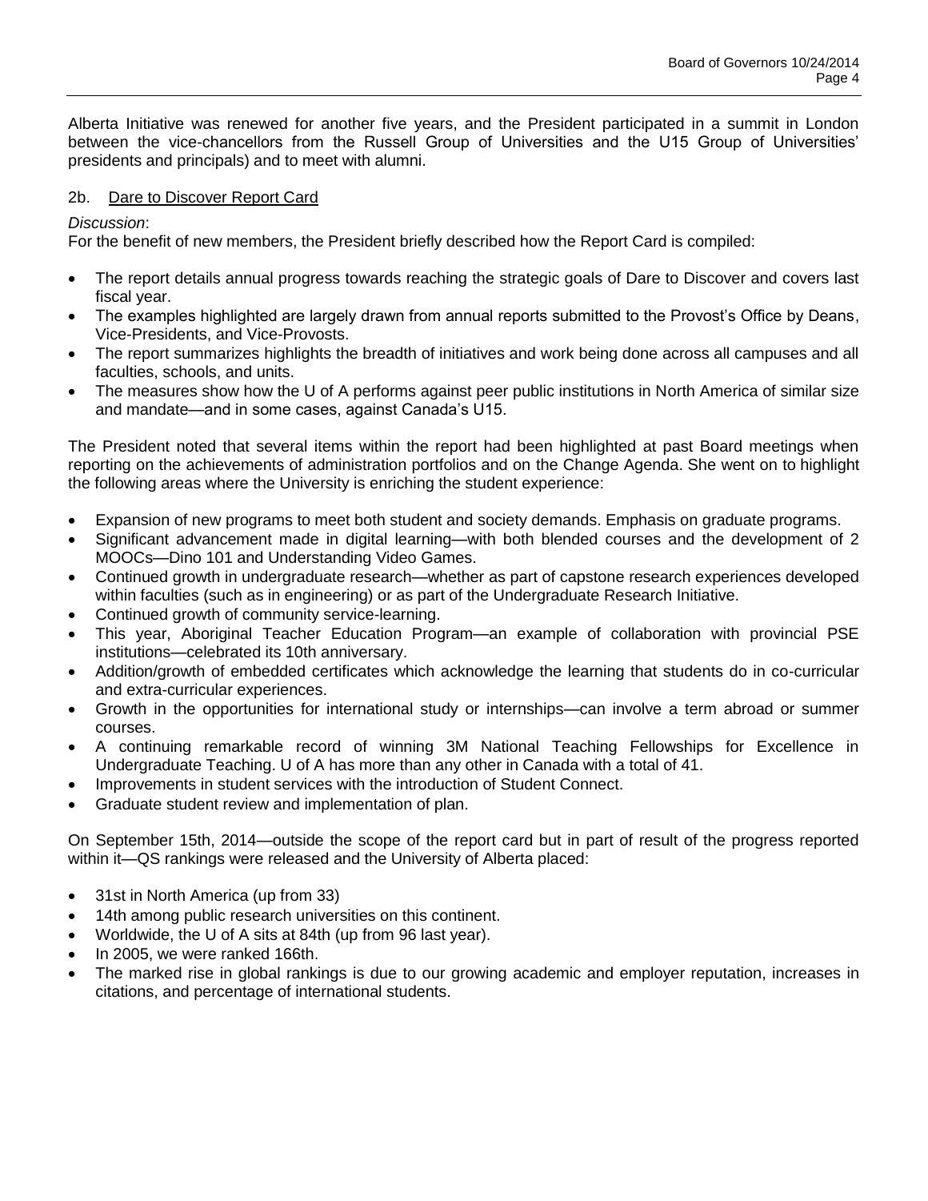Alberta Initiative was renewed for another five years, and the President participated in a summit in London between the vice-chancellors from the Russell Group of Universities and the U15 Group of Universities' presidents and principals) and to meet with alumni.

2b. Dare to Discover Report Card

*Discussion*:

For the benefit of new members, the President briefly described how the Report Card is compiled:

- The report details annual progress towards reaching the strategic goals of Dare to Discover and covers last fiscal year.
- The examples highlighted are largely drawn from annual reports submitted to the Provost's Office by Deans, Vice-Presidents, and Vice-Provosts.
- The report summarizes highlights the breadth of initiatives and work being done across all campuses and all faculties, schools, and units.
- The measures show how the U of A performs against peer public institutions in North America of similar size and mandate—and in some cases, against Canada's U15.

The President noted that several items within the report had been highlighted at past Board meetings when reporting on the achievements of administration portfolios and on the Change Agenda. She went on to highlight the following areas where the University is enriching the student experience:

- Expansion of new programs to meet both student and society demands. Emphasis on graduate programs.
- Significant advancement made in digital learning—with both blended courses and the development of 2 MOOCs—Dino 101 and Understanding Video Games.
- Continued growth in undergraduate research—whether as part of capstone research experiences developed within faculties (such as in engineering) or as part of the Undergraduate Research Initiative.
- Continued growth of community service-learning.
- This year, Aboriginal Teacher Education Program—an example of collaboration with provincial PSE institutions—celebrated its 10th anniversary.
- Addition/growth of embedded certificates which acknowledge the learning that students do in co-curricular and extra-curricular experiences.
- Growth in the opportunities for international study or internships—can involve a term abroad or summer courses.
- A continuing remarkable record of winning 3M National Teaching Fellowships for Excellence in Undergraduate Teaching. U of A has more than any other in Canada with a total of 41.
- Improvements in student services with the introduction of Student Connect.
- Graduate student review and implementation of plan.

On September 15th, 2014—outside the scope of the report card but in part of result of the progress reported within it—QS rankings were released and the University of Alberta placed:

- 31st in North America (up from 33)
- 14th among public research universities on this continent.
- Worldwide, the U of A sits at 84th (up from 96 last year).
- In 2005, we were ranked 166th.
- The marked rise in global rankings is due to our growing academic and employer reputation, increases in citations, and percentage of international students.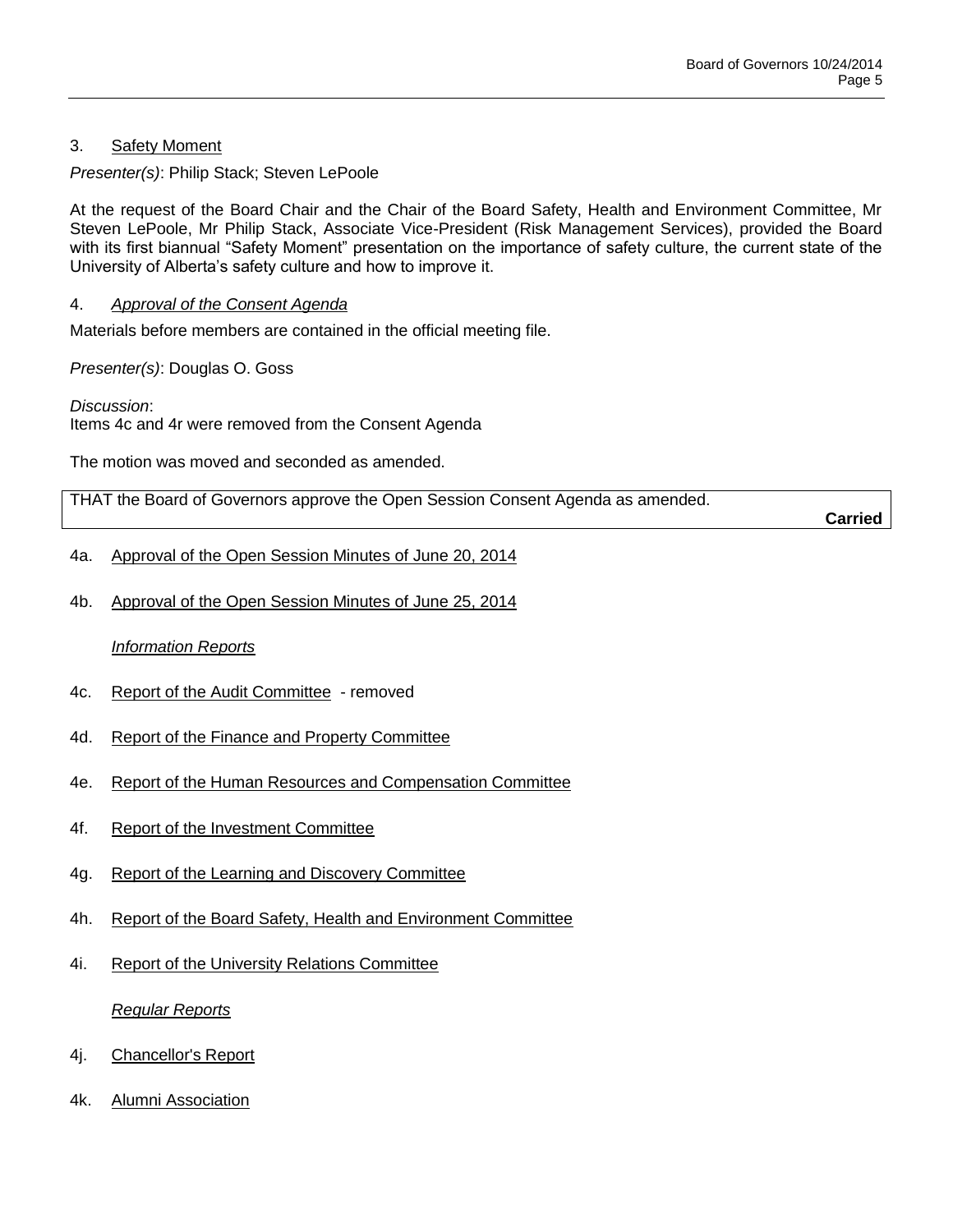## 3. Safety Moment

*Presenter(s)*: Philip Stack; Steven LePoole

At the request of the Board Chair and the Chair of the Board Safety, Health and Environment Committee, Mr Steven LePoole, Mr Philip Stack, Associate Vice-President (Risk Management Services), provided the Board with its first biannual "Safety Moment" presentation on the importance of safety culture, the current state of the University of Alberta's safety culture and how to improve it.

## 4. *Approval of the Consent Agenda*

Materials before members are contained in the official meeting file.

*Presenter(s)*: Douglas O. Goss

*Discussion*:
Items 4c and 4r were removed from the Consent Agenda

The motion was moved and seconded as amended.

| THAT the Board of Governors approve the Open Session Consent Agenda as amended. **Carried** |
|---|

4a. Approval of the Open Session Minutes of June 20, 2014

4b. Approval of the Open Session Minutes of June 25, 2014

*Information Reports*

4c. Report of the Audit Committee - removed

4d. Report of the Finance and Property Committee

4e. Report of the Human Resources and Compensation Committee

4f. Report of the Investment Committee

4g. Report of the Learning and Discovery Committee

4h. Report of the Board Safety, Health and Environment Committee

4i. Report of the University Relations Committee

*Regular Reports*

4j. Chancellor's Report

4k. Alumni Association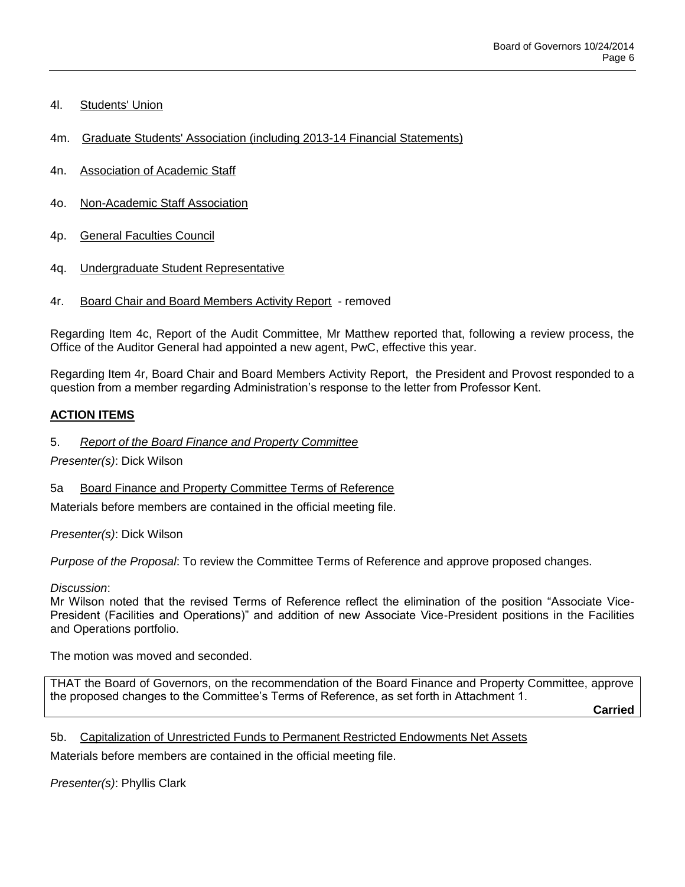4l. Students' Union

4m. Graduate Students' Association (including 2013-14 Financial Statements)

4n. Association of Academic Staff

4o. Non-Academic Staff Association

4p. General Faculties Council

4q. Undergraduate Student Representative

4r. Board Chair and Board Members Activity Report - removed

Regarding Item 4c, Report of the Audit Committee, Mr Matthew reported that, following a review process, the Office of the Auditor General had appointed a new agent, PwC, effective this year.

Regarding Item 4r, Board Chair and Board Members Activity Report, the President and Provost responded to a question from a member regarding Administration's response to the letter from Professor Kent.

## ACTION ITEMS

5. *Report of the Board Finance and Property Committee*

*Presenter(s)*: Dick Wilson

5a Board Finance and Property Committee Terms of Reference

Materials before members are contained in the official meeting file.

*Presenter(s)*: Dick Wilson

*Purpose of the Proposal*: To review the Committee Terms of Reference and approve proposed changes.

*Discussion*:
Mr Wilson noted that the revised Terms of Reference reflect the elimination of the position "Associate Vice-President (Facilities and Operations)" and addition of new Associate Vice-President positions in the Facilities and Operations portfolio.

The motion was moved and seconded.

THAT the Board of Governors, on the recommendation of the Board Finance and Property Committee, approve the proposed changes to the Committee's Terms of Reference, as set forth in Attachment 1.

**Carried**

5b. Capitalization of Unrestricted Funds to Permanent Restricted Endowments Net Assets

Materials before members are contained in the official meeting file.

*Presenter(s)*: Phyllis Clark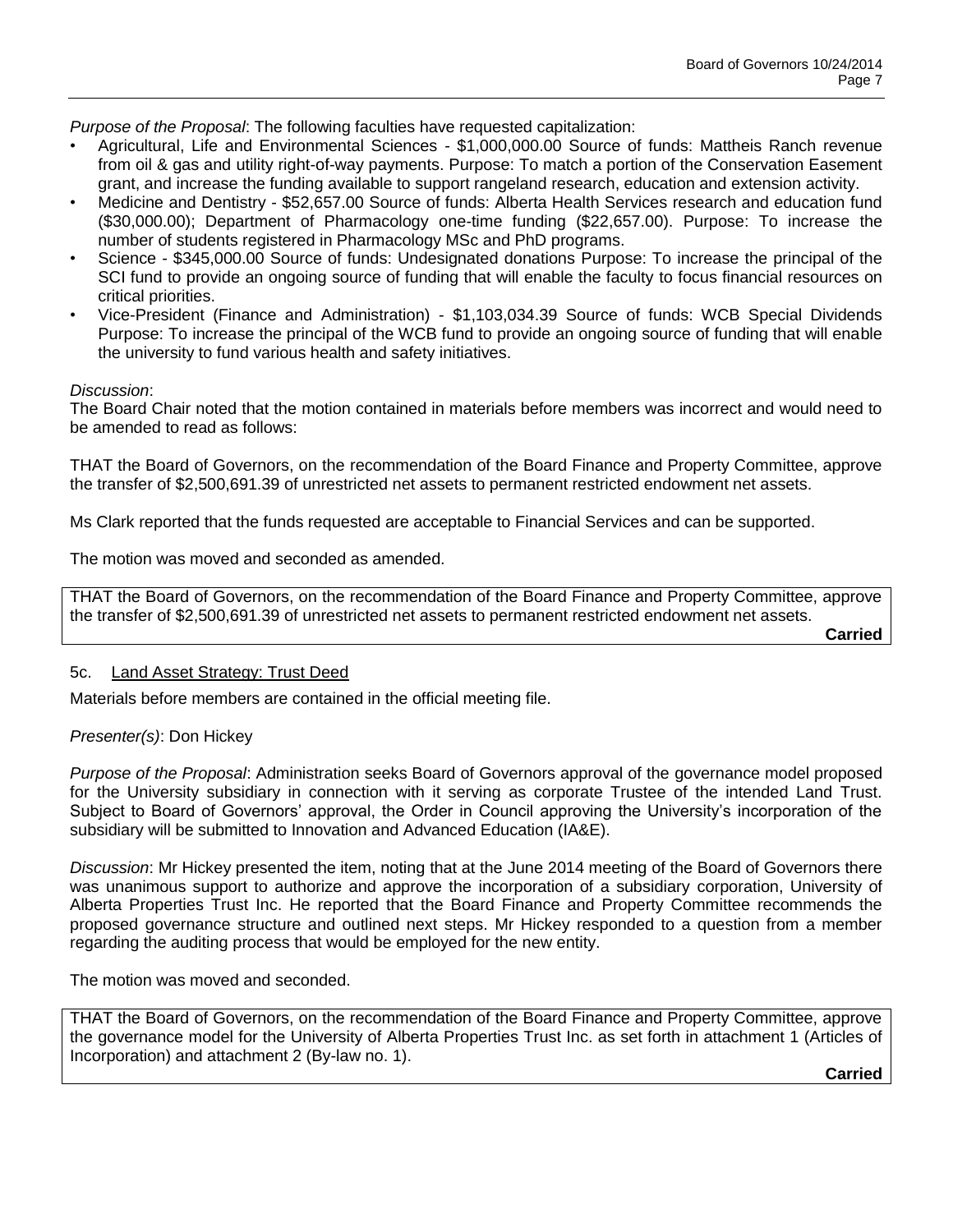*Purpose of the Proposal*: The following faculties have requested capitalization:

- Agricultural, Life and Environmental Sciences - $1,000,000.00 Source of funds: Mattheis Ranch revenue from oil & gas and utility right-of-way payments. Purpose: To match a portion of the Conservation Easement grant, and increase the funding available to support rangeland research, education and extension activity.
- Medicine and Dentistry - $52,657.00 Source of funds: Alberta Health Services research and education fund ($30,000.00); Department of Pharmacology one-time funding ($22,657.00). Purpose: To increase the number of students registered in Pharmacology MSc and PhD programs.
- Science - $345,000.00 Source of funds: Undesignated donations Purpose: To increase the principal of the SCI fund to provide an ongoing source of funding that will enable the faculty to focus financial resources on critical priorities.
- Vice-President (Finance and Administration) - $1,103,034.39 Source of funds: WCB Special Dividends Purpose: To increase the principal of the WCB fund to provide an ongoing source of funding that will enable the university to fund various health and safety initiatives.

*Discussion*:
The Board Chair noted that the motion contained in materials before members was incorrect and would need to be amended to read as follows:

THAT the Board of Governors, on the recommendation of the Board Finance and Property Committee, approve the transfer of $2,500,691.39 of unrestricted net assets to permanent restricted endowment net assets.

Ms Clark reported that the funds requested are acceptable to Financial Services and can be supported.

The motion was moved and seconded as amended.

THAT the Board of Governors, on the recommendation of the Board Finance and Property Committee, approve the transfer of $2,500,691.39 of unrestricted net assets to permanent restricted endowment net assets.

**Carried**

5c. Land Asset Strategy: Trust Deed

Materials before members are contained in the official meeting file.

*Presenter(s)*: Don Hickey

*Purpose of the Proposal*: Administration seeks Board of Governors approval of the governance model proposed for the University subsidiary in connection with it serving as corporate Trustee of the intended Land Trust. Subject to Board of Governors' approval, the Order in Council approving the University's incorporation of the subsidiary will be submitted to Innovation and Advanced Education (IA&E).

*Discussion*: Mr Hickey presented the item, noting that at the June 2014 meeting of the Board of Governors there was unanimous support to authorize and approve the incorporation of a subsidiary corporation, University of Alberta Properties Trust Inc. He reported that the Board Finance and Property Committee recommends the proposed governance structure and outlined next steps. Mr Hickey responded to a question from a member regarding the auditing process that would be employed for the new entity.

The motion was moved and seconded.

THAT the Board of Governors, on the recommendation of the Board Finance and Property Committee, approve the governance model for the University of Alberta Properties Trust Inc. as set forth in attachment 1 (Articles of Incorporation) and attachment 2 (By-law no. 1).

**Carried**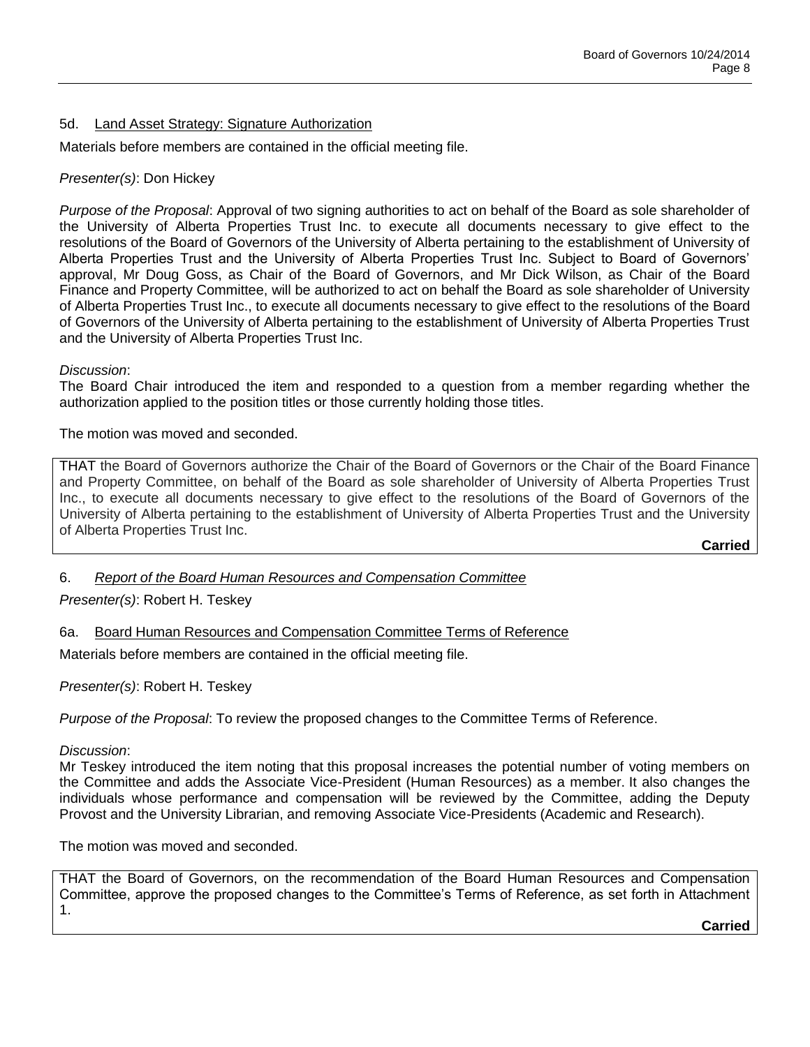### 5d. Land Asset Strategy: Signature Authorization

Materials before members are contained in the official meeting file.

*Presenter(s)*: Don Hickey

*Purpose of the Proposal*: Approval of two signing authorities to act on behalf of the Board as sole shareholder of the University of Alberta Properties Trust Inc. to execute all documents necessary to give effect to the resolutions of the Board of Governors of the University of Alberta pertaining to the establishment of University of Alberta Properties Trust and the University of Alberta Properties Trust Inc. Subject to Board of Governors' approval, Mr Doug Goss, as Chair of the Board of Governors, and Mr Dick Wilson, as Chair of the Board Finance and Property Committee, will be authorized to act on behalf the Board as sole shareholder of University of Alberta Properties Trust Inc., to execute all documents necessary to give effect to the resolutions of the Board of Governors of the University of Alberta pertaining to the establishment of University of Alberta Properties Trust and the University of Alberta Properties Trust Inc.

*Discussion*:
The Board Chair introduced the item and responded to a question from a member regarding whether the authorization applied to the position titles or those currently holding those titles.

The motion was moved and seconded.

THAT the Board of Governors authorize the Chair of the Board of Governors or the Chair of the Board Finance and Property Committee, on behalf of the Board as sole shareholder of University of Alberta Properties Trust Inc., to execute all documents necessary to give effect to the resolutions of the Board of Governors of the University of Alberta pertaining to the establishment of University of Alberta Properties Trust and the University of Alberta Properties Trust Inc.

**Carried**

## 6. *Report of the Board Human Resources and Compensation Committee*

*Presenter(s)*: Robert H. Teskey

### 6a. Board Human Resources and Compensation Committee Terms of Reference

Materials before members are contained in the official meeting file.

*Presenter(s)*: Robert H. Teskey

*Purpose of the Proposal*: To review the proposed changes to the Committee Terms of Reference.

*Discussion*:
Mr Teskey introduced the item noting that this proposal increases the potential number of voting members on the Committee and adds the Associate Vice-President (Human Resources) as a member. It also changes the individuals whose performance and compensation will be reviewed by the Committee, adding the Deputy Provost and the University Librarian, and removing Associate Vice-Presidents (Academic and Research).

The motion was moved and seconded.

THAT the Board of Governors, on the recommendation of the Board Human Resources and Compensation Committee, approve the proposed changes to the Committee's Terms of Reference, as set forth in Attachment 1.

**Carried**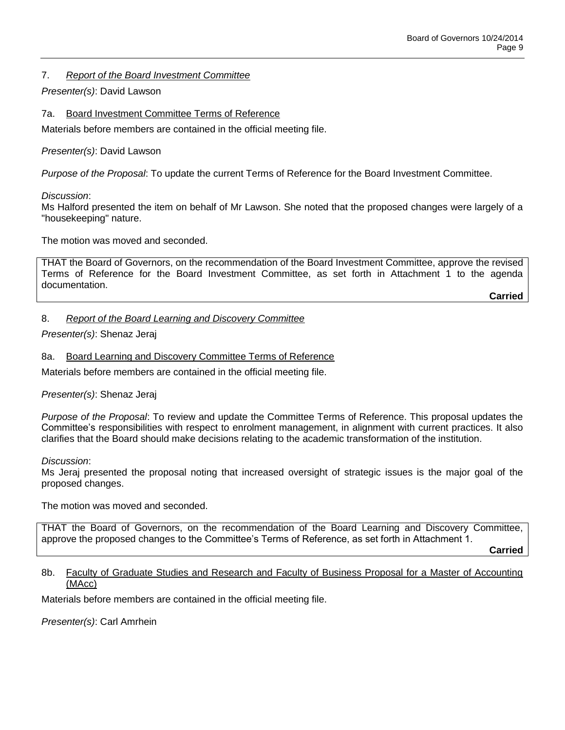## 7. *Report of the Board Investment Committee*

*Presenter(s)*: David Lawson

### 7a. Board Investment Committee Terms of Reference

Materials before members are contained in the official meeting file.

*Presenter(s)*: David Lawson

*Purpose of the Proposal*: To update the current Terms of Reference for the Board Investment Committee.

*Discussion*:
Ms Halford presented the item on behalf of Mr Lawson. She noted that the proposed changes were largely of a "housekeeping" nature.

The motion was moved and seconded.

THAT the Board of Governors, on the recommendation of the Board Investment Committee, approve the revised Terms of Reference for the Board Investment Committee, as set forth in Attachment 1 to the agenda documentation.

**Carried**

## 8. *Report of the Board Learning and Discovery Committee*

*Presenter(s)*: Shenaz Jeraj

### 8a. Board Learning and Discovery Committee Terms of Reference

Materials before members are contained in the official meeting file.

*Presenter(s)*: Shenaz Jeraj

*Purpose of the Proposal*: To review and update the Committee Terms of Reference. This proposal updates the Committee's responsibilities with respect to enrolment management, in alignment with current practices. It also clarifies that the Board should make decisions relating to the academic transformation of the institution.

*Discussion*:
Ms Jeraj presented the proposal noting that increased oversight of strategic issues is the major goal of the proposed changes.

The motion was moved and seconded.

THAT the Board of Governors, on the recommendation of the Board Learning and Discovery Committee, approve the proposed changes to the Committee's Terms of Reference, as set forth in Attachment 1.

**Carried**

### 8b. Faculty of Graduate Studies and Research and Faculty of Business Proposal for a Master of Accounting (MAcc)

Materials before members are contained in the official meeting file.

*Presenter(s)*: Carl Amrhein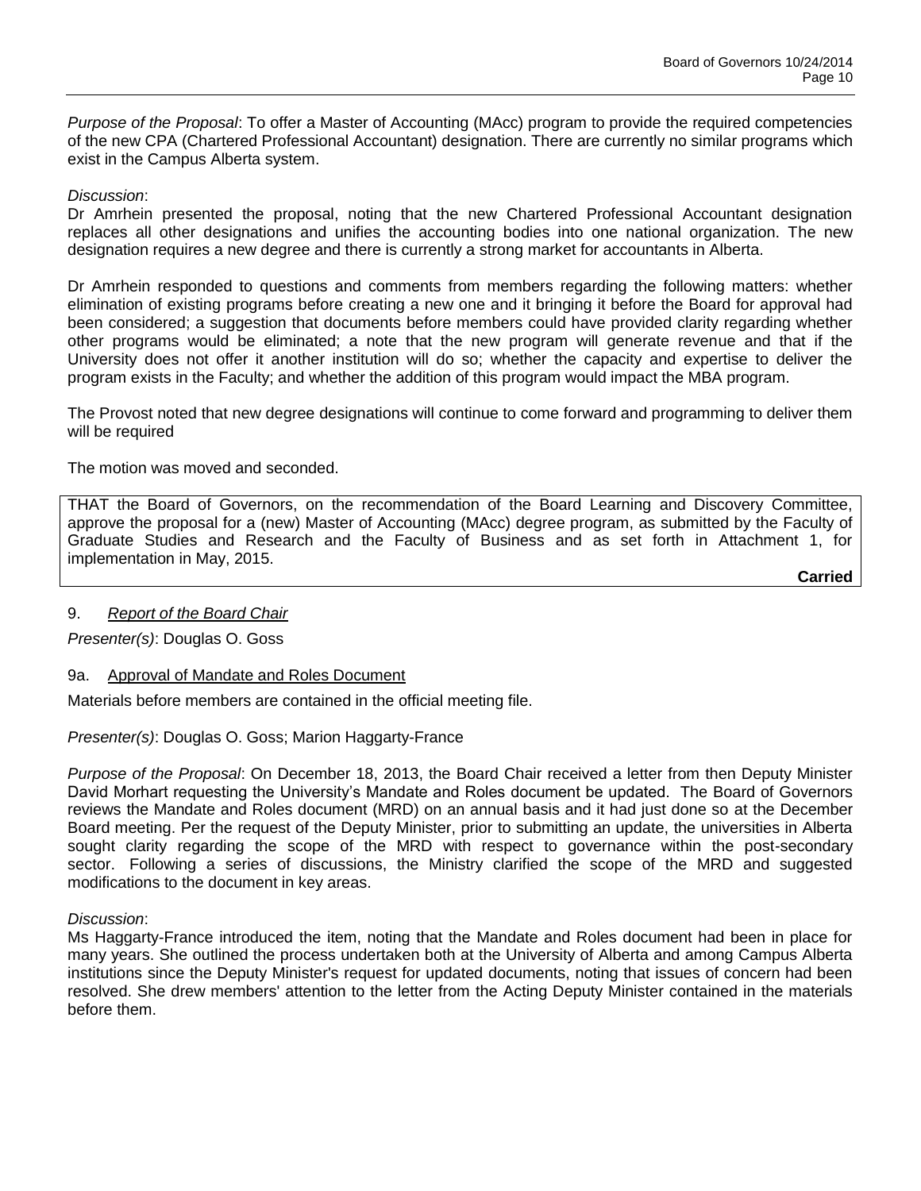*Purpose of the Proposal*: To offer a Master of Accounting (MAcc) program to provide the required competencies of the new CPA (Chartered Professional Accountant) designation. There are currently no similar programs which exist in the Campus Alberta system.

*Discussion*:
Dr Amrhein presented the proposal, noting that the new Chartered Professional Accountant designation replaces all other designations and unifies the accounting bodies into one national organization. The new designation requires a new degree and there is currently a strong market for accountants in Alberta.

Dr Amrhein responded to questions and comments from members regarding the following matters: whether elimination of existing programs before creating a new one and it bringing it before the Board for approval had been considered; a suggestion that documents before members could have provided clarity regarding whether other programs would be eliminated; a note that the new program will generate revenue and that if the University does not offer it another institution will do so; whether the capacity and expertise to deliver the program exists in the Faculty; and whether the addition of this program would impact the MBA program.

The Provost noted that new degree designations will continue to come forward and programming to deliver them will be required

The motion was moved and seconded.

THAT the Board of Governors, on the recommendation of the Board Learning and Discovery Committee, approve the proposal for a (new) Master of Accounting (MAcc) degree program, as submitted by the Faculty of Graduate Studies and Research and the Faculty of Business and as set forth in Attachment 1, for implementation in May, 2015.

**Carried**

9. *Report of the Board Chair*

*Presenter(s)*: Douglas O. Goss

9a. Approval of Mandate and Roles Document

Materials before members are contained in the official meeting file.

*Presenter(s)*: Douglas O. Goss; Marion Haggarty-France

*Purpose of the Proposal*: On December 18, 2013, the Board Chair received a letter from then Deputy Minister David Morhart requesting the University's Mandate and Roles document be updated. The Board of Governors reviews the Mandate and Roles document (MRD) on an annual basis and it had just done so at the December Board meeting. Per the request of the Deputy Minister, prior to submitting an update, the universities in Alberta sought clarity regarding the scope of the MRD with respect to governance within the post-secondary sector. Following a series of discussions, the Ministry clarified the scope of the MRD and suggested modifications to the document in key areas.

*Discussion*:
Ms Haggarty-France introduced the item, noting that the Mandate and Roles document had been in place for many years. She outlined the process undertaken both at the University of Alberta and among Campus Alberta institutions since the Deputy Minister's request for updated documents, noting that issues of concern had been resolved. She drew members' attention to the letter from the Acting Deputy Minister contained in the materials before them.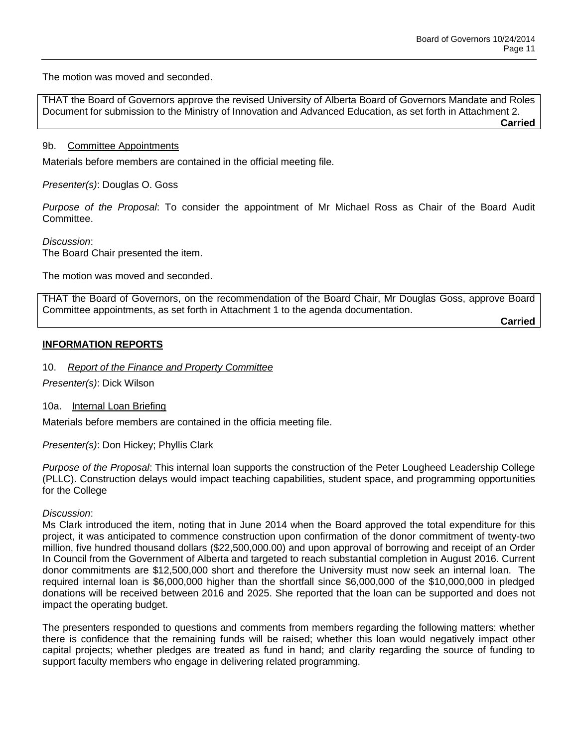The motion was moved and seconded.

THAT the Board of Governors approve the revised University of Alberta Board of Governors Mandate and Roles Document for submission to the Ministry of Innovation and Advanced Education, as set forth in Attachment 2.

**Carried**

9b. Committee Appointments

Materials before members are contained in the official meeting file.

*Presenter(s)*: Douglas O. Goss

*Purpose of the Proposal*: To consider the appointment of Mr Michael Ross as Chair of the Board Audit Committee.

*Discussion*:
The Board Chair presented the item.

The motion was moved and seconded.

THAT the Board of Governors, on the recommendation of the Board Chair, Mr Douglas Goss, approve Board Committee appointments, as set forth in Attachment 1 to the agenda documentation.

**Carried**

## INFORMATION REPORTS

10. *Report of the Finance and Property Committee*

*Presenter(s)*: Dick Wilson

10a. Internal Loan Briefing

Materials before members are contained in the officia meeting file.

*Presenter(s)*: Don Hickey; Phyllis Clark

*Purpose of the Proposal*: This internal loan supports the construction of the Peter Lougheed Leadership College (PLLC). Construction delays would impact teaching capabilities, student space, and programming opportunities for the College

*Discussion*:
Ms Clark introduced the item, noting that in June 2014 when the Board approved the total expenditure for this project, it was anticipated to commence construction upon confirmation of the donor commitment of twenty-two million, five hundred thousand dollars ($22,500,000.00) and upon approval of borrowing and receipt of an Order In Council from the Government of Alberta and targeted to reach substantial completion in August 2016. Current donor commitments are $12,500,000 short and therefore the University must now seek an internal loan. The required internal loan is $6,000,000 higher than the shortfall since $6,000,000 of the $10,000,000 in pledged donations will be received between 2016 and 2025. She reported that the loan can be supported and does not impact the operating budget.

The presenters responded to questions and comments from members regarding the following matters: whether there is confidence that the remaining funds will be raised; whether this loan would negatively impact other capital projects; whether pledges are treated as fund in hand; and clarity regarding the source of funding to support faculty members who engage in delivering related programming.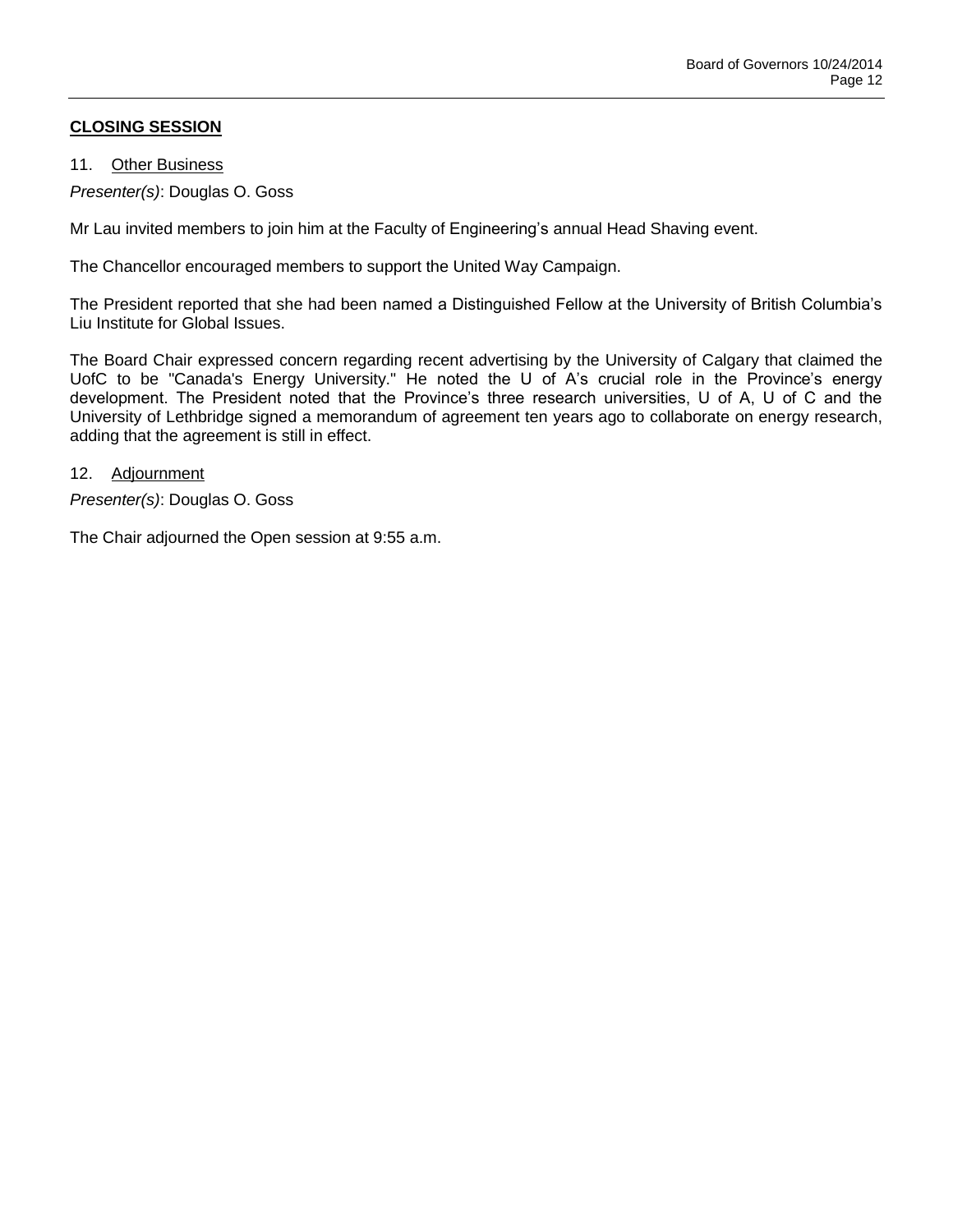## **CLOSING SESSION**

### 11. Other Business

*Presenter(s)*: Douglas O. Goss

Mr Lau invited members to join him at the Faculty of Engineering's annual Head Shaving event.

The Chancellor encouraged members to support the United Way Campaign.

The President reported that she had been named a Distinguished Fellow at the University of British Columbia's Liu Institute for Global Issues.

The Board Chair expressed concern regarding recent advertising by the University of Calgary that claimed the UofC to be "Canada's Energy University." He noted the U of A's crucial role in the Province's energy development. The President noted that the Province's three research universities, U of A, U of C and the University of Lethbridge signed a memorandum of agreement ten years ago to collaborate on energy research, adding that the agreement is still in effect.

### 12. Adjournment

*Presenter(s)*: Douglas O. Goss

The Chair adjourned the Open session at 9:55 a.m.